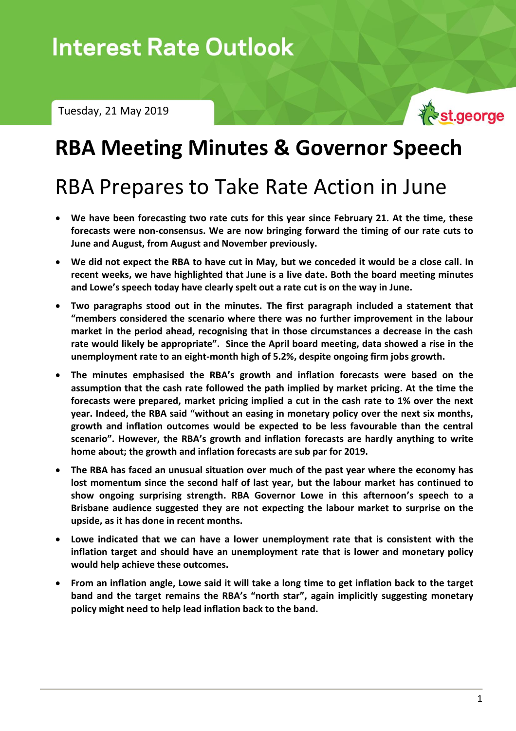# Interest Rate Outlook

Tuesday, 21 May 2019

st.george

# RBA Meeting Minutes & Governor Speech

## RBA Prepares to Take Rate Action in June

- **We have been forecasting two rate cuts for this year since February 21. At the time, these forecasts were non-consensus. We are now bringing forward the timing of our rate cuts to June and August, from August and November previously.**
- **We did not expect the RBA to have cut in May, but we conceded it would be a close call. In recent weeks, we have highlighted that June is a live date. Both the board meeting minutes and Lowe's speech today have clearly spelt out a rate cut is on the way in June.**
- **Two paragraphs stood out in the minutes. The first paragraph included a statement that "members considered the scenario where there was no further improvement in the labour market in the period ahead, recognising that in those circumstances a decrease in the cash rate would likely be appropriate". Since the April board meeting, data showed a rise in the unemployment rate to an eight-month high of 5.2%, despite ongoing firm jobs growth.**
- **The minutes emphasised the RBA's growth and inflation forecasts were based on the assumption that the cash rate followed the path implied by market pricing. At the time the forecasts were prepared, market pricing implied a cut in the cash rate to 1% over the next year. Indeed, the RBA said "without an easing in monetary policy over the next six months, growth and inflation outcomes would be expected to be less favourable than the central scenario". However, the RBA's growth and inflation forecasts are hardly anything to write home about; the growth and inflation forecasts are sub par for 2019.**
- **The RBA has faced an unusual situation over much of the past year where the economy has lost momentum since the second half of last year, but the labour market has continued to show ongoing surprising strength. RBA Governor Lowe in this afternoon's speech to a Brisbane audience suggested they are not expecting the labour market to surprise on the upside, as it has done in recent months.**
- **Lowe indicated that we can have a lower unemployment rate that is consistent with the inflation target and should have an unemployment rate that is lower and monetary policy would help achieve these outcomes.**
- **From an inflation angle, Lowe said it will take a long time to get inflation back to the target band and the target remains the RBA's "north star", again implicitly suggesting monetary policy might need to help lead inflation back to the band.**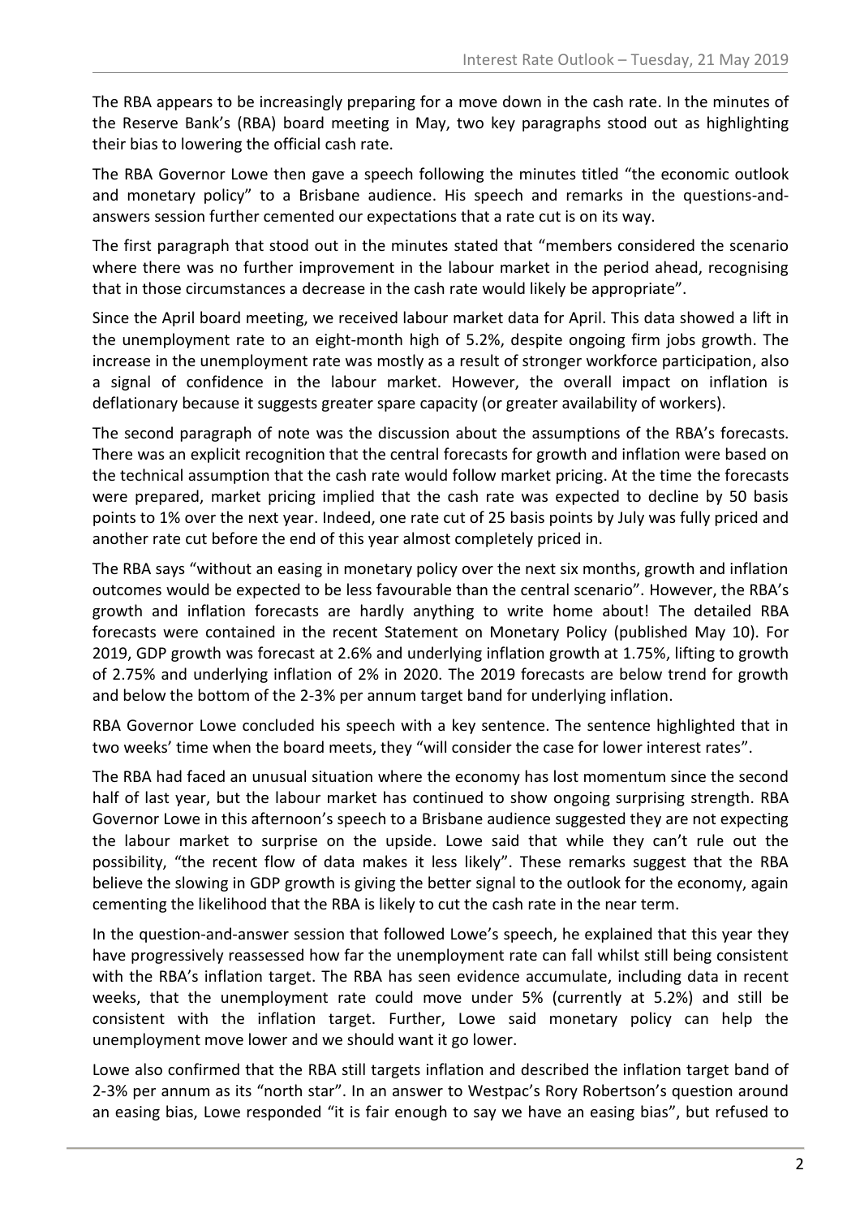The RBA appears to be increasingly preparing for a move down in the cash rate. In the minutes of the Reserve Bank's (RBA) board meeting in May, two key paragraphs stood out as highlighting their bias to lowering the official cash rate.

The RBA Governor Lowe then gave a speech following the minutes titled "the economic outlook and monetary policy" to a Brisbane audience. His speech and remarks in the questions-and-answers session further cemented our expectations that a rate cut is on its way.

The first paragraph that stood out in the minutes stated that "members considered the scenario where there was no further improvement in the labour market in the period ahead, recognising that in those circumstances a decrease in the cash rate would likely be appropriate".

Since the April board meeting, we received labour market data for April. This data showed a lift in the unemployment rate to an eight-month high of 5.2%, despite ongoing firm jobs growth. The increase in the unemployment rate was mostly as a result of stronger workforce participation, also a signal of confidence in the labour market. However, the overall impact on inflation is deflationary because it suggests greater spare capacity (or greater availability of workers).

The second paragraph of note was the discussion about the assumptions of the RBA's forecasts. There was an explicit recognition that the central forecasts for growth and inflation were based on the technical assumption that the cash rate would follow market pricing. At the time the forecasts were prepared, market pricing implied that the cash rate was expected to decline by 50 basis points to 1% over the next year. Indeed, one rate cut of 25 basis points by July was fully priced and another rate cut before the end of this year almost completely priced in.

The RBA says "without an easing in monetary policy over the next six months, growth and inflation outcomes would be expected to be less favourable than the central scenario". However, the RBA's growth and inflation forecasts are hardly anything to write home about! The detailed RBA forecasts were contained in the recent Statement on Monetary Policy (published May 10). For 2019, GDP growth was forecast at 2.6% and underlying inflation growth at 1.75%, lifting to growth of 2.75% and underlying inflation of 2% in 2020. The 2019 forecasts are below trend for growth and below the bottom of the 2-3% per annum target band for underlying inflation.

RBA Governor Lowe concluded his speech with a key sentence. The sentence highlighted that in two weeks' time when the board meets, they "will consider the case for lower interest rates".

The RBA had faced an unusual situation where the economy has lost momentum since the second half of last year, but the labour market has continued to show ongoing surprising strength. RBA Governor Lowe in this afternoon's speech to a Brisbane audience suggested they are not expecting the labour market to surprise on the upside. Lowe said that while they can't rule out the possibility, "the recent flow of data makes it less likely". These remarks suggest that the RBA believe the slowing in GDP growth is giving the better signal to the outlook for the economy, again cementing the likelihood that the RBA is likely to cut the cash rate in the near term.

In the question-and-answer session that followed Lowe's speech, he explained that this year they have progressively reassessed how far the unemployment rate can fall whilst still being consistent with the RBA's inflation target. The RBA has seen evidence accumulate, including data in recent weeks, that the unemployment rate could move under 5% (currently at 5.2%) and still be consistent with the inflation target. Further, Lowe said monetary policy can help the unemployment move lower and we should want it go lower.

Lowe also confirmed that the RBA still targets inflation and described the inflation target band of 2-3% per annum as its "north star". In an answer to Westpac's Rory Robertson's question around an easing bias, Lowe responded "it is fair enough to say we have an easing bias", but refused to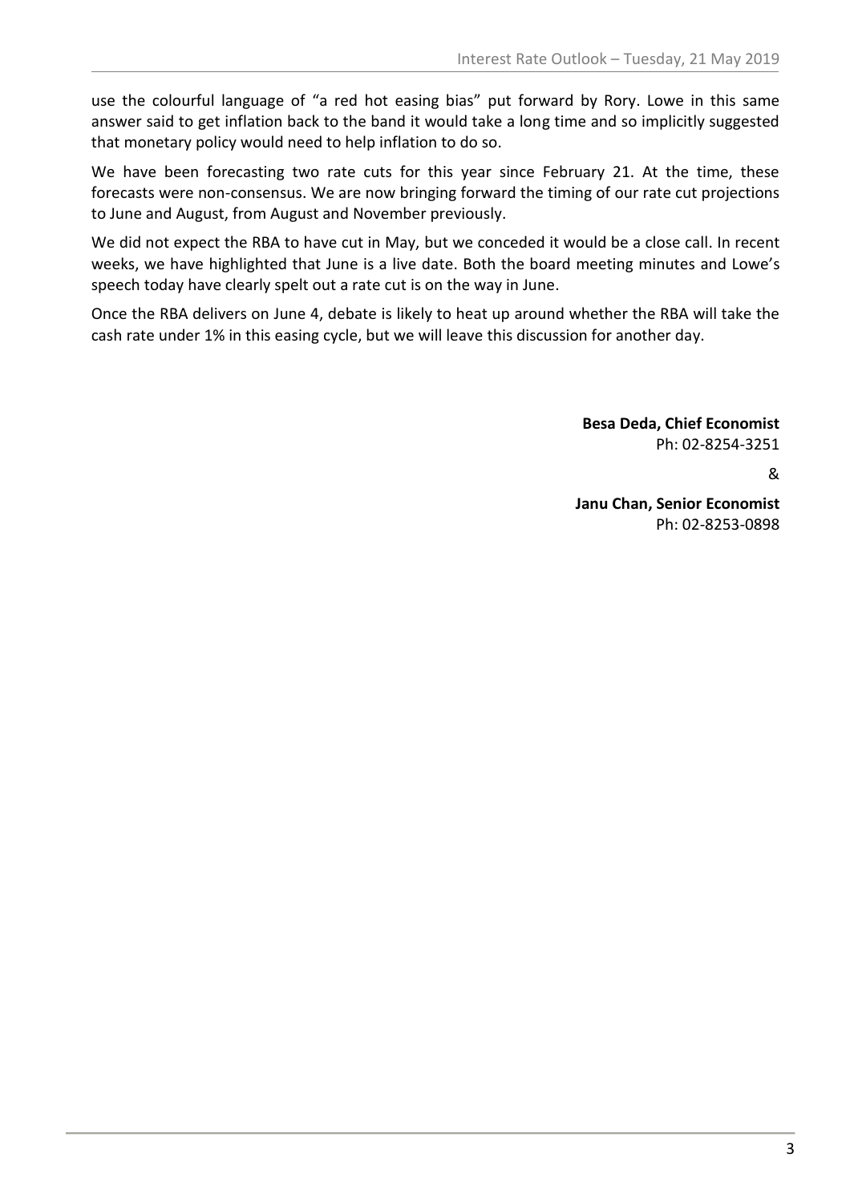use the colourful language of "a red hot easing bias" put forward by Rory. Lowe in this same answer said to get inflation back to the band it would take a long time and so implicitly suggested that monetary policy would need to help inflation to do so.

We have been forecasting two rate cuts for this year since February 21. At the time, these forecasts were non-consensus. We are now bringing forward the timing of our rate cut projections to June and August, from August and November previously.

We did not expect the RBA to have cut in May, but we conceded it would be a close call. In recent weeks, we have highlighted that June is a live date. Both the board meeting minutes and Lowe's speech today have clearly spelt out a rate cut is on the way in June.

Once the RBA delivers on June 4, debate is likely to heat up around whether the RBA will take the cash rate under 1% in this easing cycle, but we will leave this discussion for another day.

**Besa Deda, Chief Economist**
Ph: 02-8254-3251

&

**Janu Chan, Senior Economist**
Ph: 02-8253-0898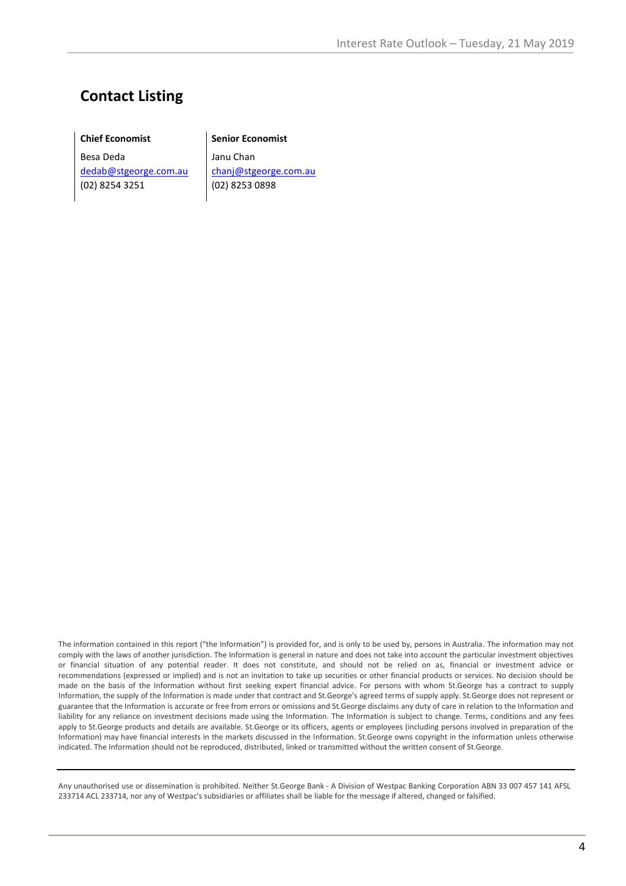## Contact Listing

**Chief Economist**

Besa Deda
dedab@stgeorge.com.au
(02) 8254 3251

**Senior Economist**

Janu Chan
chanj@stgeorge.com.au
(02) 8253 0898

The information contained in this report ("the Information") is provided for, and is only to be used by, persons in Australia. The information may not comply with the laws of another jurisdiction. The Information is general in nature and does not take into account the particular investment objectives or financial situation of any potential reader. It does not constitute, and should not be relied on as, financial or investment advice or recommendations (expressed or implied) and is not an invitation to take up securities or other financial products or services. No decision should be made on the basis of the Information without first seeking expert financial advice. For persons with whom St.George has a contract to supply Information, the supply of the Information is made under that contract and St.George's agreed terms of supply apply. St.George does not represent or guarantee that the Information is accurate or free from errors or omissions and St.George disclaims any duty of care in relation to the Information and liability for any reliance on investment decisions made using the Information. The Information is subject to change. Terms, conditions and any fees apply to St.George products and details are available. St.George or its officers, agents or employees (including persons involved in preparation of the Information) may have financial interests in the markets discussed in the Information. St.George owns copyright in the information unless otherwise indicated. The Information should not be reproduced, distributed, linked or transmitted without the written consent of St.George.

Any unauthorised use or dissemination is prohibited. Neither St.George Bank - A Division of Westpac Banking Corporation ABN 33 007 457 141 AFSL 233714 ACL 233714, nor any of Westpac's subsidiaries or affiliates shall be liable for the message if altered, changed or falsified.